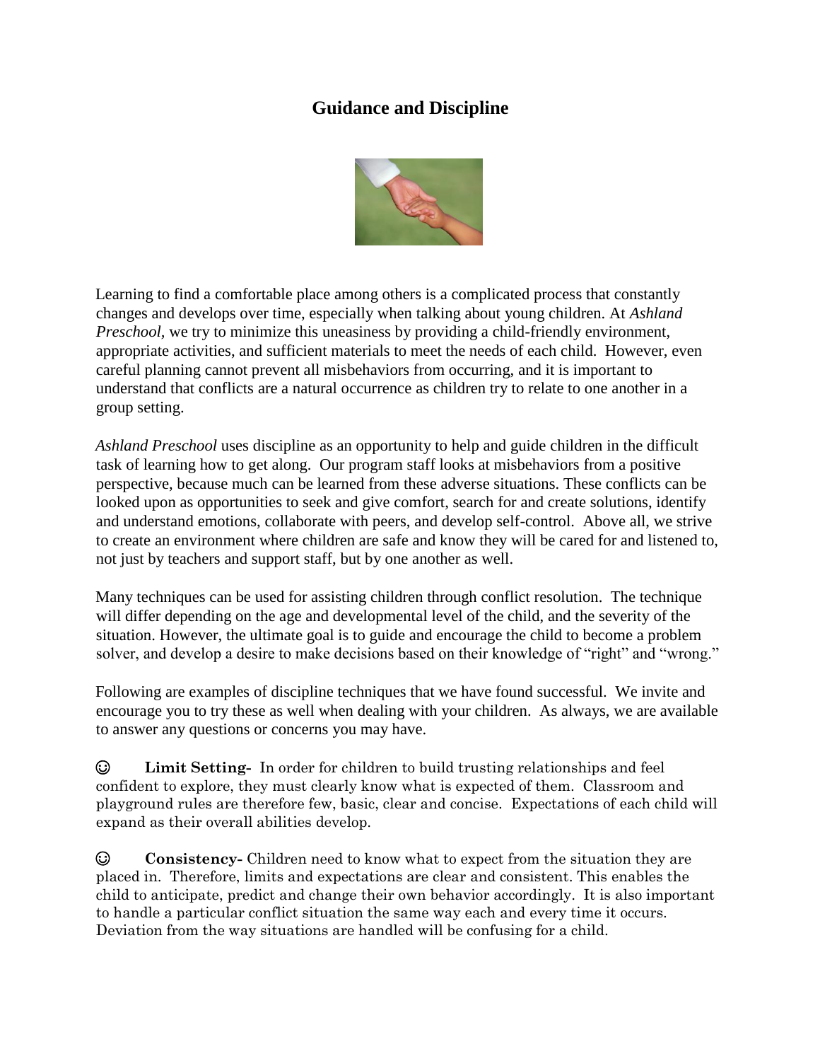# Guidance and Discipline

Learning to find a comfortable place among others is a complicated process that constantly changes and develops over time, especially when talking about young children. At *Ashland Preschool,* we try to minimize this uneasiness by providing a child-friendly environment, appropriate activities, and sufficient materials to meet the needs of each child. However, even careful planning cannot prevent all misbehaviors from occurring, and it is important to understand that conflicts are a natural occurrence as children try to relate to one another in a group setting.

*Ashland Preschool* uses discipline as an opportunity to help and guide children in the difficult task of learning how to get along. Our program staff looks at misbehaviors from a positive perspective, because much can be learned from these adverse situations. These conflicts can be looked upon as opportunities to seek and give comfort, search for and create solutions, identify and understand emotions, collaborate with peers, and develop self-control. Above all, we strive to create an environment where children are safe and know they will be cared for and listened to, not just by teachers and support staff, but by one another as well.

Many techniques can be used for assisting children through conflict resolution. The technique will differ depending on the age and developmental level of the child, and the severity of the situation. However, the ultimate goal is to guide and encourage the child to become a problem solver, and develop a desire to make decisions based on their knowledge of "right" and "wrong."

Following are examples of discipline techniques that we have found successful. We invite and encourage you to try these as well when dealing with your children. As always, we are available to answer any questions or concerns you may have.

☺ **Limit Setting-** In order for children to build trusting relationships and feel confident to explore, they must clearly know what is expected of them. Classroom and playground rules are therefore few, basic, clear and concise. Expectations of each child will expand as their overall abilities develop.

☺ **Consistency-** Children need to know what to expect from the situation they are placed in. Therefore, limits and expectations are clear and consistent. This enables the child to anticipate, predict and change their own behavior accordingly. It is also important to handle a particular conflict situation the same way each and every time it occurs. Deviation from the way situations are handled will be confusing for a child.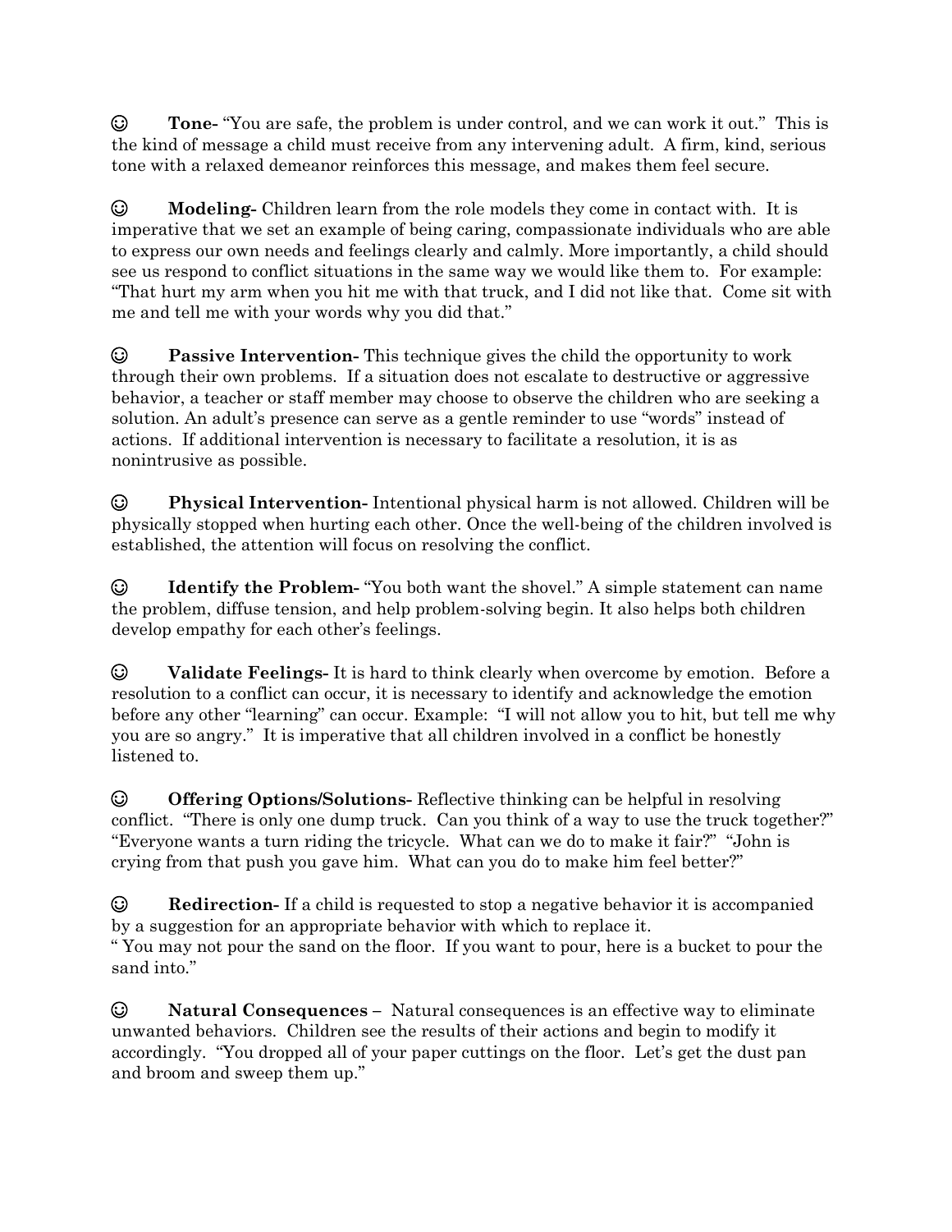☺ **Tone-** "You are safe, the problem is under control, and we can work it out." This is the kind of message a child must receive from any intervening adult. A firm, kind, serious tone with a relaxed demeanor reinforces this message, and makes them feel secure.

☺ **Modeling-** Children learn from the role models they come in contact with. It is imperative that we set an example of being caring, compassionate individuals who are able to express our own needs and feelings clearly and calmly. More importantly, a child should see us respond to conflict situations in the same way we would like them to. For example: "That hurt my arm when you hit me with that truck, and I did not like that. Come sit with me and tell me with your words why you did that."

☺ **Passive Intervention-** This technique gives the child the opportunity to work through their own problems. If a situation does not escalate to destructive or aggressive behavior, a teacher or staff member may choose to observe the children who are seeking a solution. An adult's presence can serve as a gentle reminder to use "words" instead of actions. If additional intervention is necessary to facilitate a resolution, it is as nonintrusive as possible.

☺ **Physical Intervention-** Intentional physical harm is not allowed. Children will be physically stopped when hurting each other. Once the well-being of the children involved is established, the attention will focus on resolving the conflict.

☺ **Identify the Problem-** "You both want the shovel." A simple statement can name the problem, diffuse tension, and help problem-solving begin. It also helps both children develop empathy for each other's feelings.

☺ **Validate Feelings-** It is hard to think clearly when overcome by emotion. Before a resolution to a conflict can occur, it is necessary to identify and acknowledge the emotion before any other "learning" can occur. Example: "I will not allow you to hit, but tell me why you are so angry." It is imperative that all children involved in a conflict be honestly listened to.

☺ **Offering Options/Solutions-** Reflective thinking can be helpful in resolving conflict. "There is only one dump truck. Can you think of a way to use the truck together?" "Everyone wants a turn riding the tricycle. What can we do to make it fair?" "John is crying from that push you gave him. What can you do to make him feel better?"

☺ **Redirection-** If a child is requested to stop a negative behavior it is accompanied by a suggestion for an appropriate behavior with which to replace it.
" You may not pour the sand on the floor. If you want to pour, here is a bucket to pour the sand into."

☺ **Natural Consequences –** Natural consequences is an effective way to eliminate unwanted behaviors. Children see the results of their actions and begin to modify it accordingly. "You dropped all of your paper cuttings on the floor. Let's get the dust pan and broom and sweep them up."